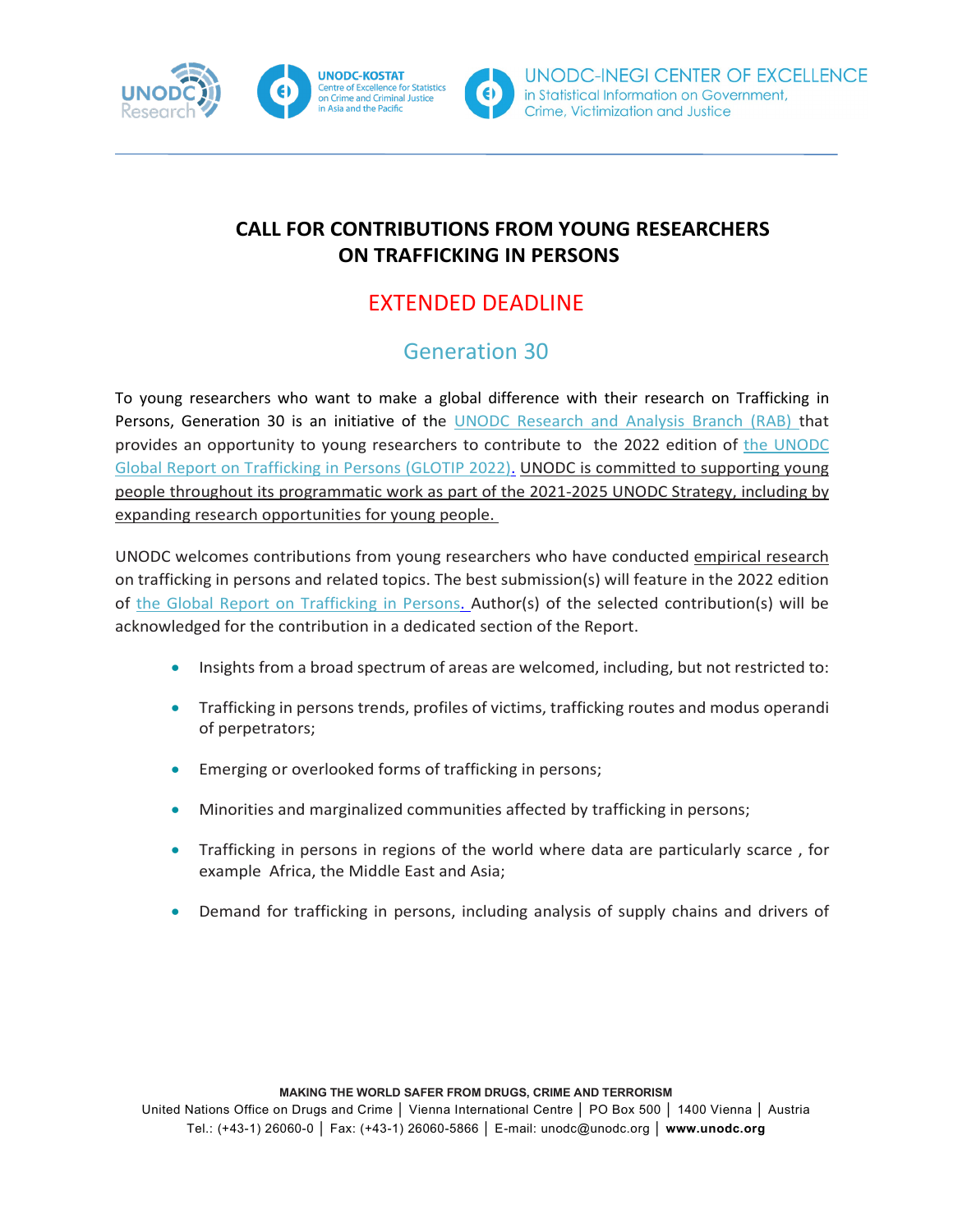# CALL FOR CONTRIBUTIONS FROM YOUNG RESEARCHERS ON TRAFFICKING IN PERSONS

## EXTENDED DEADLINE

## Generation 30

To young researchers who want to make a global difference with their research on Trafficking in Persons, Generation 30 is an initiative of the UNODC Research and Analysis Branch (RAB) that provides an opportunity to young researchers to contribute to the 2022 edition of the UNODC Global Report on Trafficking in Persons (GLOTIP 2022). UNODC is committed to supporting young people throughout its programmatic work as part of the 2021-2025 UNODC Strategy, including by expanding research opportunities for young people.

UNODC welcomes contributions from young researchers who have conducted empirical research on trafficking in persons and related topics. The best submission(s) will feature in the 2022 edition of the Global Report on Trafficking in Persons. Author(s) of the selected contribution(s) will be acknowledged for the contribution in a dedicated section of the Report.

- Insights from a broad spectrum of areas are welcomed, including, but not restricted to:
- Trafficking in persons trends, profiles of victims, trafficking routes and modus operandi of perpetrators;
- Emerging or overlooked forms of trafficking in persons;
- Minorities and marginalized communities affected by trafficking in persons;
- Trafficking in persons in regions of the world where data are particularly scarce , for example Africa, the Middle East and Asia;
- Demand for trafficking in persons, including analysis of supply chains and drivers of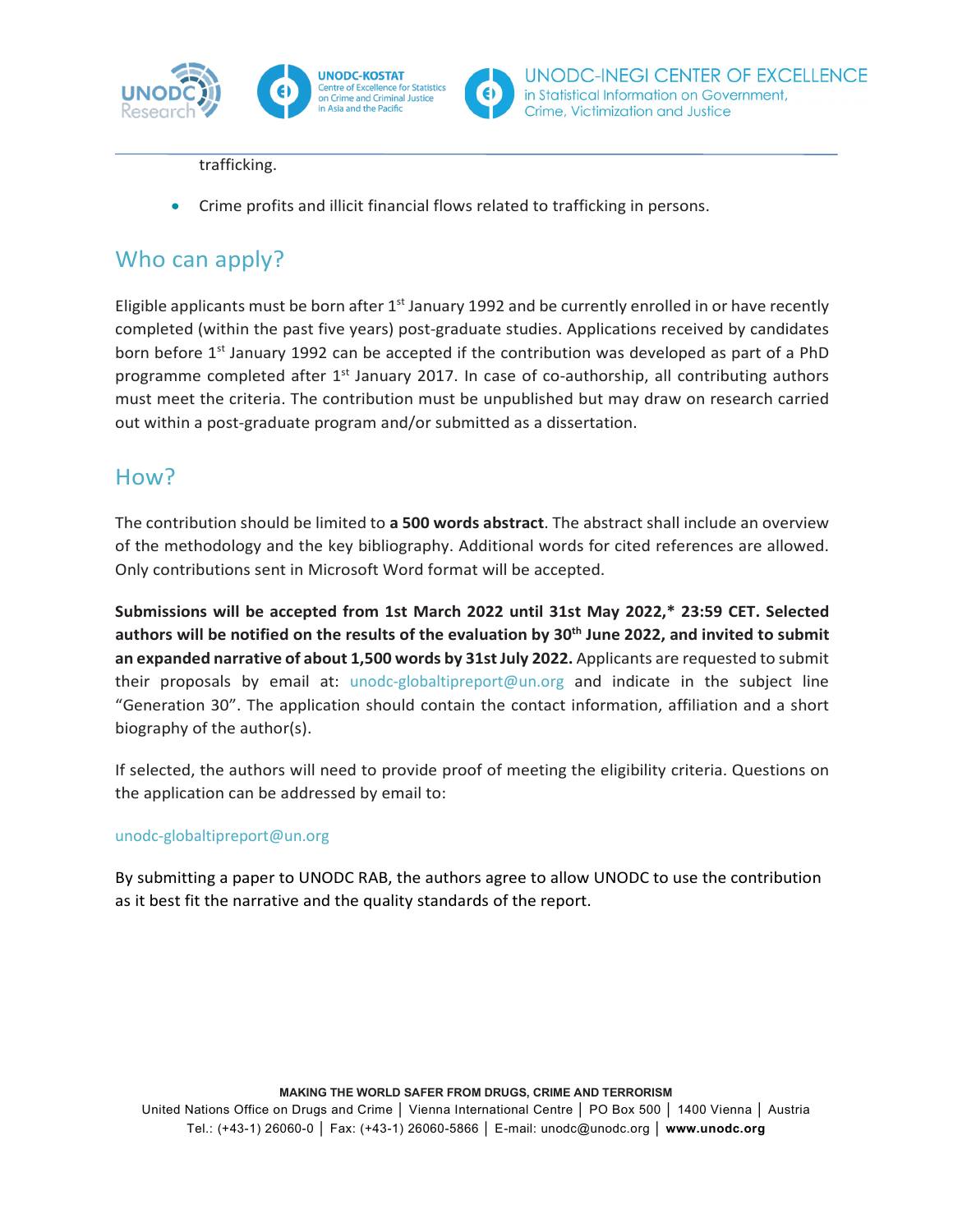trafficking.

- Crime profits and illicit financial flows related to trafficking in persons.

## Who can apply?

Eligible applicants must be born after 1st January 1992 and be currently enrolled in or have recently completed (within the past five years) post-graduate studies. Applications received by candidates born before 1st January 1992 can be accepted if the contribution was developed as part of a PhD programme completed after 1st January 2017. In case of co-authorship, all contributing authors must meet the criteria. The contribution must be unpublished but may draw on research carried out within a post-graduate program and/or submitted as a dissertation.

## How?

The contribution should be limited to **a 500 words abstract**. The abstract shall include an overview of the methodology and the key bibliography. Additional words for cited references are allowed. Only contributions sent in Microsoft Word format will be accepted.

**Submissions will be accepted from 1st March 2022 until 31st May 2022,* 23:59 CET. Selected authors will be notified on the results of the evaluation by 30th June 2022, and invited to submit an expanded narrative of about 1,500 words by 31st July 2022.** Applicants are requested to submit their proposals by email at: unodc-globaltipreport@un.org and indicate in the subject line "Generation 30". The application should contain the contact information, affiliation and a short biography of the author(s).

If selected, the authors will need to provide proof of meeting the eligibility criteria. Questions on the application can be addressed by email to:

unodc-globaltipreport@un.org

By submitting a paper to UNODC RAB, the authors agree to allow UNODC to use the contribution as it best fit the narrative and the quality standards of the report.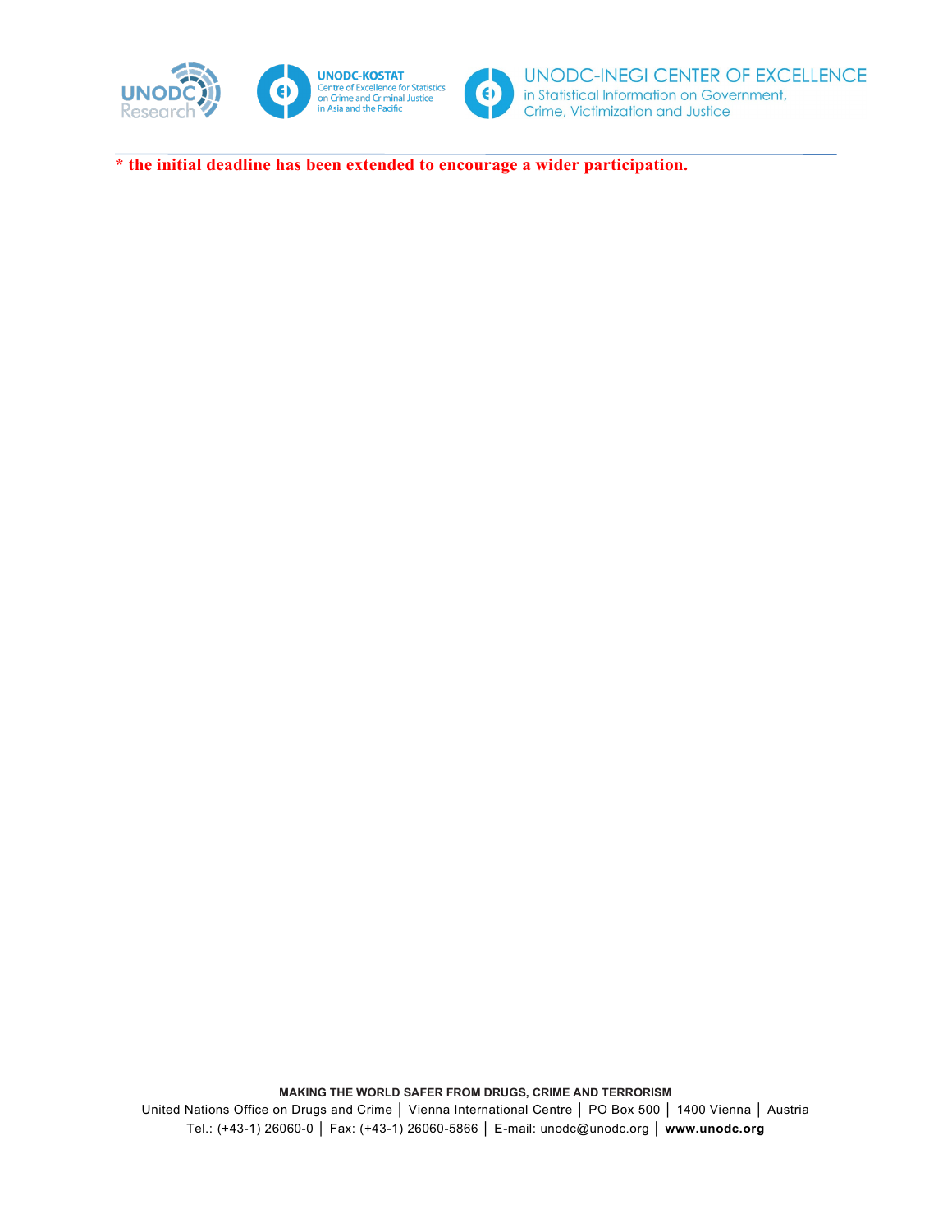* the initial deadline has been extended to encourage a wider participation.